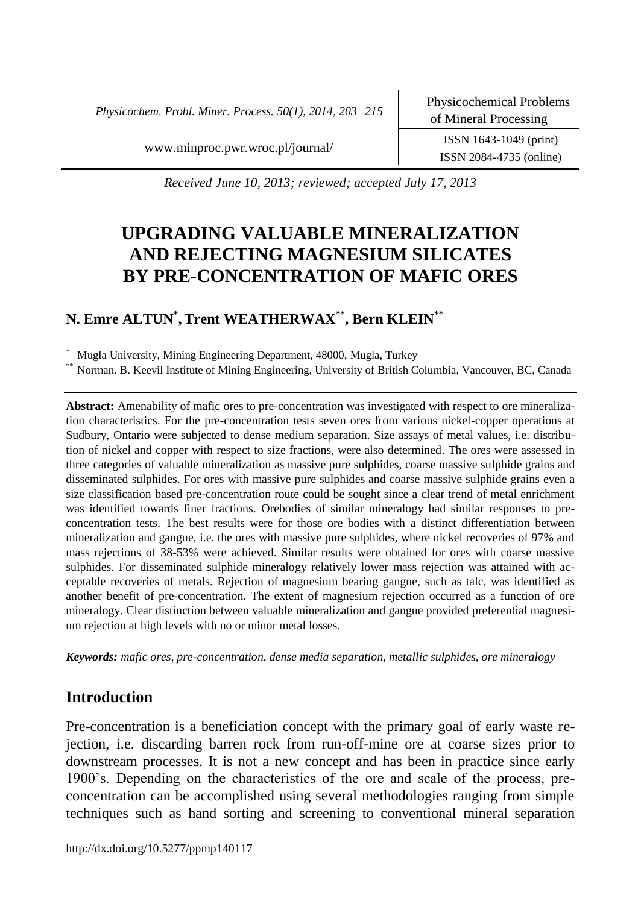*Received June 10, 2013; reviewed; accepted July 17, 2013*

# UPGRADING VALUABLE MINERALIZATION AND REJECTING MAGNESIUM SILICATES BY PRE-CONCENTRATION OF MAFIC ORES

## N. Emre ALTUN[*], Trent WEATHERWAX[**], Bern KLEIN[**]

[*] Mugla University, Mining Engineering Department, 48000, Mugla, Turkey

[**] Norman. B. Keevil Institute of Mining Engineering, University of British Columbia, Vancouver, BC, Canada

**Abstract:** Amenability of mafic ores to pre-concentration was investigated with respect to ore mineralization characteristics. For the pre-concentration tests seven ores from various nickel-copper operations at Sudbury, Ontario were subjected to dense medium separation. Size assays of metal values, i.e. distribution of nickel and copper with respect to size fractions, were also determined. The ores were assessed in three categories of valuable mineralization as massive pure sulphides, coarse massive sulphide grains and disseminated sulphides. For ores with massive pure sulphides and coarse massive sulphide grains even a size classification based pre-concentration route could be sought since a clear trend of metal enrichment was identified towards finer fractions. Orebodies of similar mineralogy had similar responses to pre-concentration tests. The best results were for those ore bodies with a distinct differentiation between mineralization and gangue, i.e. the ores with massive pure sulphides, where nickel recoveries of 97% and mass rejections of 38-53% were achieved. Similar results were obtained for ores with coarse massive sulphides. For disseminated sulphide mineralogy relatively lower mass rejection was attained with acceptable recoveries of metals. Rejection of magnesium bearing gangue, such as talc, was identified as another benefit of pre-concentration. The extent of magnesium rejection occurred as a function of ore mineralogy. Clear distinction between valuable mineralization and gangue provided preferential magnesium rejection at high levels with no or minor metal losses.

***Keywords:*** *mafic ores, pre-concentration, dense media separation, metallic sulphides, ore mineralogy*

## Introduction

Pre-concentration is a beneficiation concept with the primary goal of early waste rejection, i.e. discarding barren rock from run-off-mine ore at coarse sizes prior to downstream processes. It is not a new concept and has been in practice since early 1900's. Depending on the characteristics of the ore and scale of the process, pre-concentration can be accomplished using several methodologies ranging from simple techniques such as hand sorting and screening to conventional mineral separation

http://dx.doi.org/10.5277/ppmp140117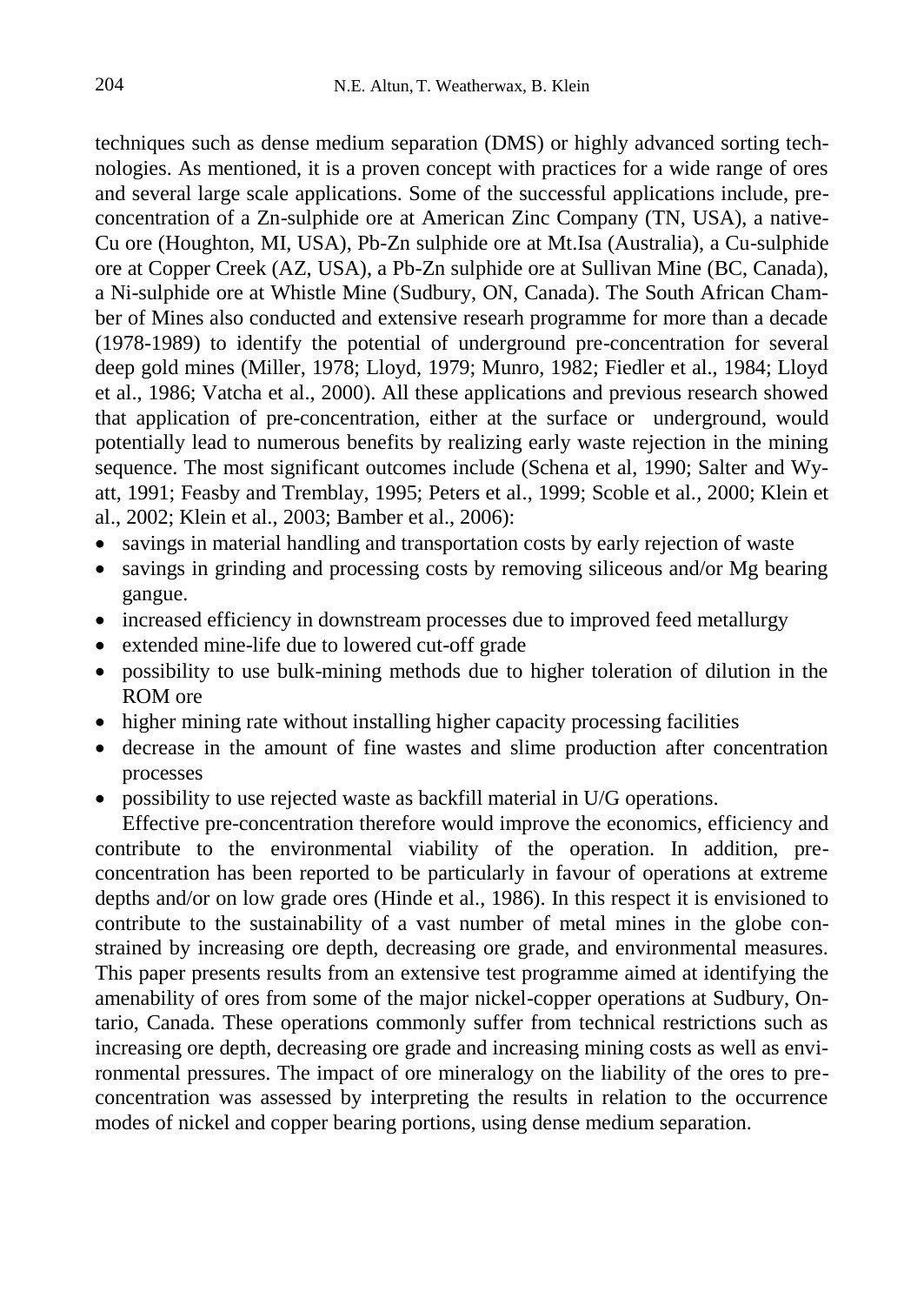techniques such as dense medium separation (DMS) or highly advanced sorting technologies. As mentioned, it is a proven concept with practices for a wide range of ores and several large scale applications. Some of the successful applications include, pre-concentration of a Zn-sulphide ore at American Zinc Company (TN, USA), a native-Cu ore (Houghton, MI, USA), Pb-Zn sulphide ore at Mt.Isa (Australia), a Cu-sulphide ore at Copper Creek (AZ, USA), a Pb-Zn sulphide ore at Sullivan Mine (BC, Canada), a Ni-sulphide ore at Whistle Mine (Sudbury, ON, Canada). The South African Chamber of Mines also conducted and extensive researh programme for more than a decade (1978-1989) to identify the potential of underground pre-concentration for several deep gold mines (Miller, 1978; Lloyd, 1979; Munro, 1982; Fiedler et al., 1984; Lloyd et al., 1986; Vatcha et al., 2000). All these applications and previous research showed that application of pre-concentration, either at the surface or underground, would potentially lead to numerous benefits by realizing early waste rejection in the mining sequence. The most significant outcomes include (Schena et al, 1990; Salter and Wyatt, 1991; Feasby and Tremblay, 1995; Peters et al., 1999; Scoble et al., 2000; Klein et al., 2002; Klein et al., 2003; Bamber et al., 2006):

- savings in material handling and transportation costs by early rejection of waste
- savings in grinding and processing costs by removing siliceous and/or Mg bearing gangue.
- increased efficiency in downstream processes due to improved feed metallurgy
- extended mine-life due to lowered cut-off grade
- possibility to use bulk-mining methods due to higher toleration of dilution in the ROM ore
- higher mining rate without installing higher capacity processing facilities
- decrease in the amount of fine wastes and slime production after concentration processes
- possibility to use rejected waste as backfill material in U/G operations.

Effective pre-concentration therefore would improve the economics, efficiency and contribute to the environmental viability of the operation. In addition, pre-concentration has been reported to be particularly in favour of operations at extreme depths and/or on low grade ores (Hinde et al., 1986). In this respect it is envisioned to contribute to the sustainability of a vast number of metal mines in the globe constrained by increasing ore depth, decreasing ore grade, and environmental measures. This paper presents results from an extensive test programme aimed at identifying the amenability of ores from some of the major nickel-copper operations at Sudbury, Ontario, Canada. These operations commonly suffer from technical restrictions such as increasing ore depth, decreasing ore grade and increasing mining costs as well as environmental pressures. The impact of ore mineralogy on the liability of the ores to pre-concentration was assessed by interpreting the results in relation to the occurrence modes of nickel and copper bearing portions, using dense medium separation.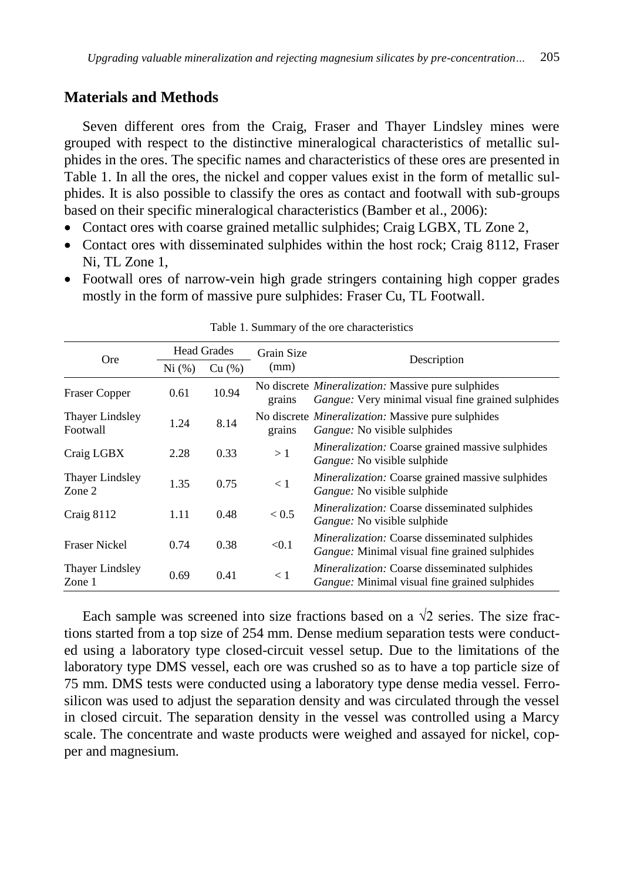## Materials and Methods

Seven different ores from the Craig, Fraser and Thayer Lindsley mines were grouped with respect to the distinctive mineralogical characteristics of metallic sulphides in the ores. The specific names and characteristics of these ores are presented in Table 1. In all the ores, the nickel and copper values exist in the form of metallic sulphides. It is also possible to classify the ores as contact and footwall with sub-groups based on their specific mineralogical characteristics (Bamber et al., 2006):

- Contact ores with coarse grained metallic sulphides; Craig LGBX, TL Zone 2,
- Contact ores with disseminated sulphides within the host rock; Craig 8112, Fraser Ni, TL Zone 1,
- Footwall ores of narrow-vein high grade stringers containing high copper grades mostly in the form of massive pure sulphides: Fraser Cu, TL Footwall.

Table 1. Summary of the ore characteristics

| Ore | Head Grades | | Grain Size (mm) | Description |
|---|---|---|---|---|
| | Ni (%) | Cu (%) | | |
| Fraser Copper | 0.61 | 10.94 | No discrete grains | *Mineralization:* Massive pure sulphides<br>*Gangue:* Very minimal visual fine grained sulphides |
| Thayer Lindsley Footwall | 1.24 | 8.14 | No discrete grains | *Mineralization:* Massive pure sulphides<br>*Gangue:* No visible sulphides |
| Craig LGBX | 2.28 | 0.33 | > 1 | *Mineralization:* Coarse grained massive sulphides<br>*Gangue:* No visible sulphide |
| Thayer Lindsley Zone 2 | 1.35 | 0.75 | < 1 | *Mineralization:* Coarse grained massive sulphides<br>*Gangue:* No visible sulphide |
| Craig 8112 | 1.11 | 0.48 | < 0.5 | *Mineralization:* Coarse disseminated sulphides<br>*Gangue:* No visible sulphide |
| Fraser Nickel | 0.74 | 0.38 | <0.1 | *Mineralization:* Coarse disseminated sulphides<br>*Gangue:* Minimal visual fine grained sulphides |
| Thayer Lindsley Zone 1 | 0.69 | 0.41 | < 1 | *Mineralization:* Coarse disseminated sulphides<br>*Gangue:* Minimal visual fine grained sulphides |

Each sample was screened into size fractions based on a $\sqrt{2}$ series. The size fractions started from a top size of 254 mm. Dense medium separation tests were conducted using a laboratory type closed-circuit vessel setup. Due to the limitations of the laboratory type DMS vessel, each ore was crushed so as to have a top particle size of 75 mm. DMS tests were conducted using a laboratory type dense media vessel. Ferrosilicon was used to adjust the separation density and was circulated through the vessel in closed circuit. The separation density in the vessel was controlled using a Marcy scale. The concentrate and waste products were weighed and assayed for nickel, copper and magnesium.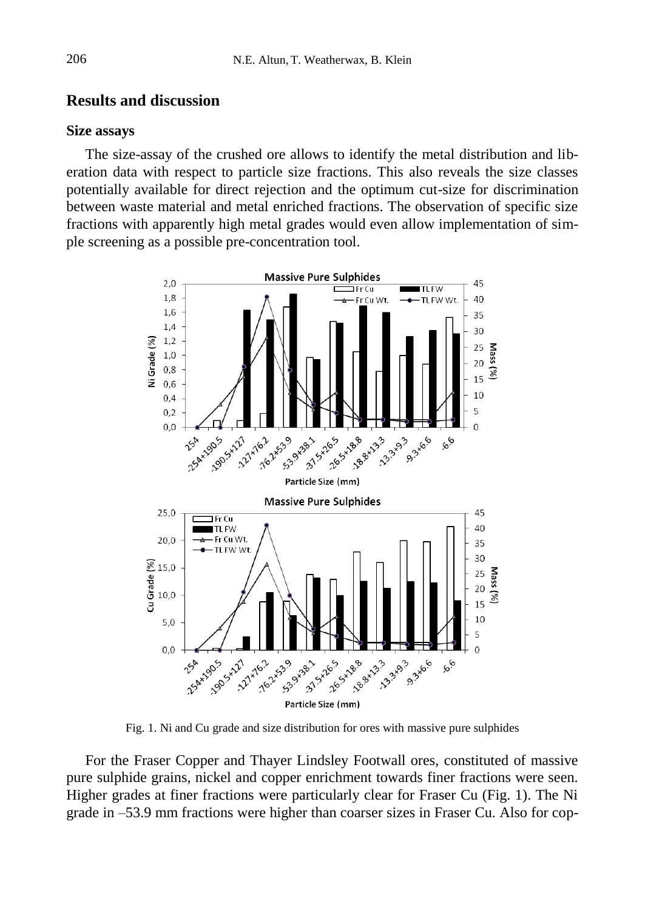## Results and discussion

### Size assays

The size-assay of the crushed ore allows to identify the metal distribution and liberation data with respect to particle size fractions. This also reveals the size classes potentially available for direct rejection and the optimum cut-size for discrimination between waste material and metal enriched fractions. The observation of specific size fractions with apparently high metal grades would even allow implementation of simple screening as a possible pre-concentration tool.

Fig. 1. Ni and Cu grade and size distribution for ores with massive pure sulphides

For the Fraser Copper and Thayer Lindsley Footwall ores, constituted of massive pure sulphide grains, nickel and copper enrichment towards finer fractions were seen. Higher grades at finer fractions were particularly clear for Fraser Cu (Fig. 1). The Ni grade in –53.9 mm fractions were higher than coarser sizes in Fraser Cu. Also for cop-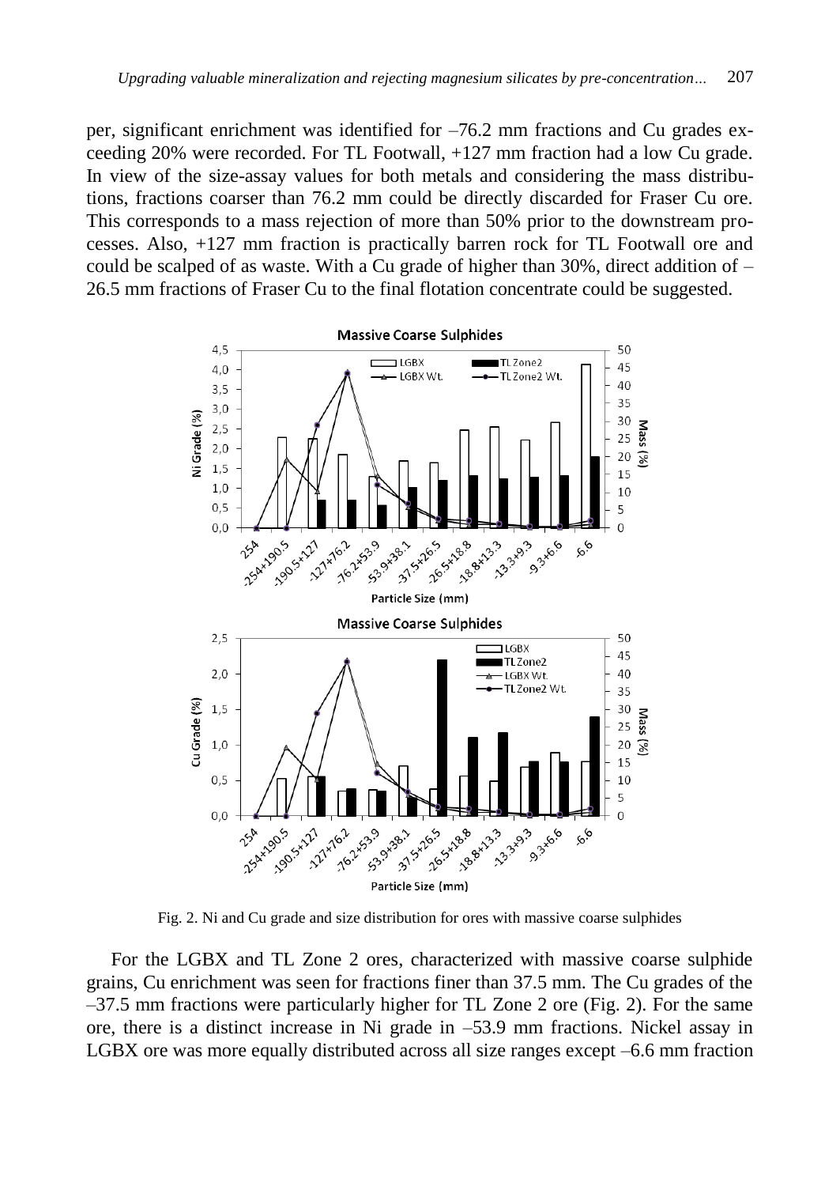per, significant enrichment was identified for –76.2 mm fractions and Cu grades exceeding 20% were recorded. For TL Footwall, +127 mm fraction had a low Cu grade. In view of the size-assay values for both metals and considering the mass distributions, fractions coarser than 76.2 mm could be directly discarded for Fraser Cu ore. This corresponds to a mass rejection of more than 50% prior to the downstream processes. Also, +127 mm fraction is practically barren rock for TL Footwall ore and could be scalped of as waste. With a Cu grade of higher than 30%, direct addition of –26.5 mm fractions of Fraser Cu to the final flotation concentrate could be suggested.

Fig. 2. Ni and Cu grade and size distribution for ores with massive coarse sulphides

For the LGBX and TL Zone 2 ores, characterized with massive coarse sulphide grains, Cu enrichment was seen for fractions finer than 37.5 mm. The Cu grades of the –37.5 mm fractions were particularly higher for TL Zone 2 ore (Fig. 2). For the same ore, there is a distinct increase in Ni grade in –53.9 mm fractions. Nickel assay in LGBX ore was more equally distributed across all size ranges except –6.6 mm fraction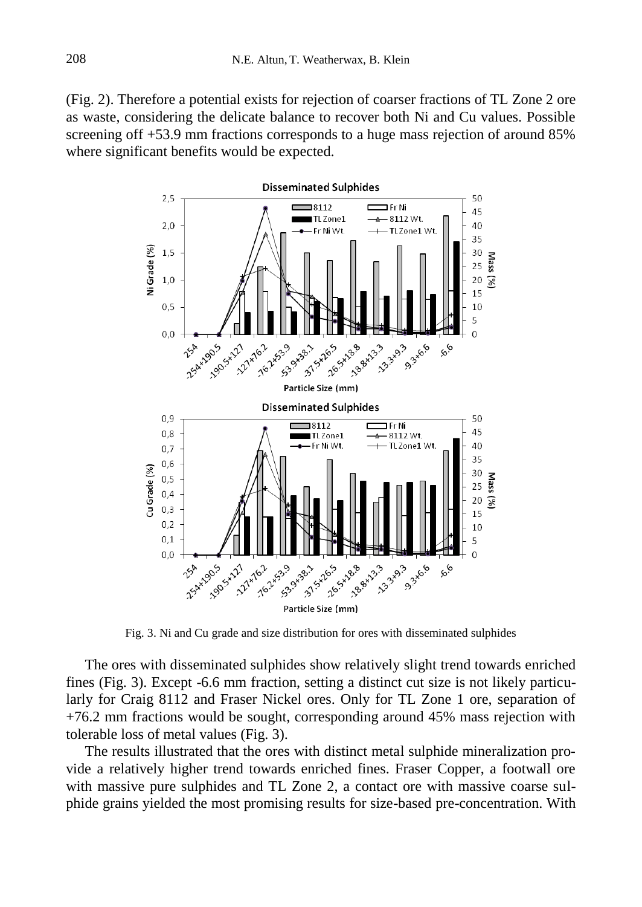(Fig. 2). Therefore a potential exists for rejection of coarser fractions of TL Zone 2 ore as waste, considering the delicate balance to recover both Ni and Cu values. Possible screening off +53.9 mm fractions corresponds to a huge mass rejection of around 85% where significant benefits would be expected.

Fig. 3. Ni and Cu grade and size distribution for ores with disseminated sulphides

The ores with disseminated sulphides show relatively slight trend towards enriched fines (Fig. 3). Except -6.6 mm fraction, setting a distinct cut size is not likely particularly for Craig 8112 and Fraser Nickel ores. Only for TL Zone 1 ore, separation of +76.2 mm fractions would be sought, corresponding around 45% mass rejection with tolerable loss of metal values (Fig. 3).

The results illustrated that the ores with distinct metal sulphide mineralization provide a relatively higher trend towards enriched fines. Fraser Copper, a footwall ore with massive pure sulphides and TL Zone 2, a contact ore with massive coarse sulphide grains yielded the most promising results for size-based pre-concentration. With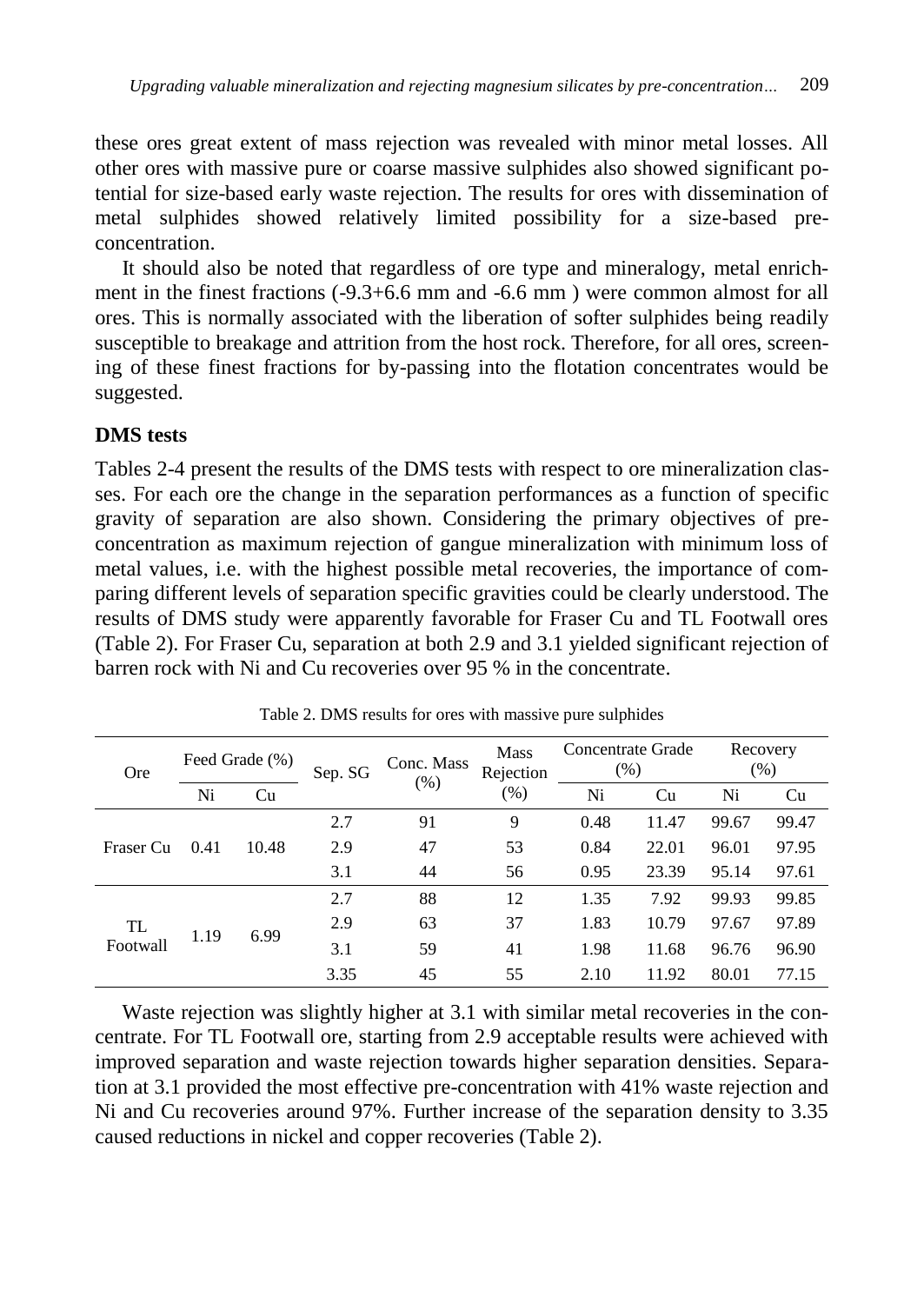these ores great extent of mass rejection was revealed with minor metal losses. All other ores with massive pure or coarse massive sulphides also showed significant potential for size-based early waste rejection. The results for ores with dissemination of metal sulphides showed relatively limited possibility for a size-based pre-concentration.

It should also be noted that regardless of ore type and mineralogy, metal enrichment in the finest fractions (-9.3+6.6 mm and -6.6 mm ) were common almost for all ores. This is normally associated with the liberation of softer sulphides being readily susceptible to breakage and attrition from the host rock. Therefore, for all ores, screening of these finest fractions for by-passing into the flotation concentrates would be suggested.

## DMS tests

Tables 2-4 present the results of the DMS tests with respect to ore mineralization classes. For each ore the change in the separation performances as a function of specific gravity of separation are also shown. Considering the primary objectives of pre-concentration as maximum rejection of gangue mineralization with minimum loss of metal values, i.e. with the highest possible metal recoveries, the importance of comparing different levels of separation specific gravities could be clearly understood. The results of DMS study were apparently favorable for Fraser Cu and TL Footwall ores (Table 2). For Fraser Cu, separation at both 2.9 and 3.1 yielded significant rejection of barren rock with Ni and Cu recoveries over 95 % in the concentrate.

Table 2. DMS results for ores with massive pure sulphides

| Ore | Feed Grade (%) | | Sep. SG | Conc. Mass (%) | Mass Rejection (%) | Concentrate Grade (%) | | Recovery (%) | |
|---|---|---|---|---|---|---|---|---|---|
| | Ni | Cu | | | | Ni | Cu | Ni | Cu |
| Fraser Cu | 0.41 | 10.48 | 2.7 | 91 | 9 | 0.48 | 11.47 | 99.67 | 99.47 |
| | | | 2.9 | 47 | 53 | 0.84 | 22.01 | 96.01 | 97.95 |
| | | | 3.1 | 44 | 56 | 0.95 | 23.39 | 95.14 | 97.61 |
| TL Footwall | 1.19 | 6.99 | 2.7 | 88 | 12 | 1.35 | 7.92 | 99.93 | 99.85 |
| | | | 2.9 | 63 | 37 | 1.83 | 10.79 | 97.67 | 97.89 |
| | | | 3.1 | 59 | 41 | 1.98 | 11.68 | 96.76 | 96.90 |
| | | | 3.35 | 45 | 55 | 2.10 | 11.92 | 80.01 | 77.15 |

Waste rejection was slightly higher at 3.1 with similar metal recoveries in the concentrate. For TL Footwall ore, starting from 2.9 acceptable results were achieved with improved separation and waste rejection towards higher separation densities. Separation at 3.1 provided the most effective pre-concentration with 41% waste rejection and Ni and Cu recoveries around 97%. Further increase of the separation density to 3.35 caused reductions in nickel and copper recoveries (Table 2).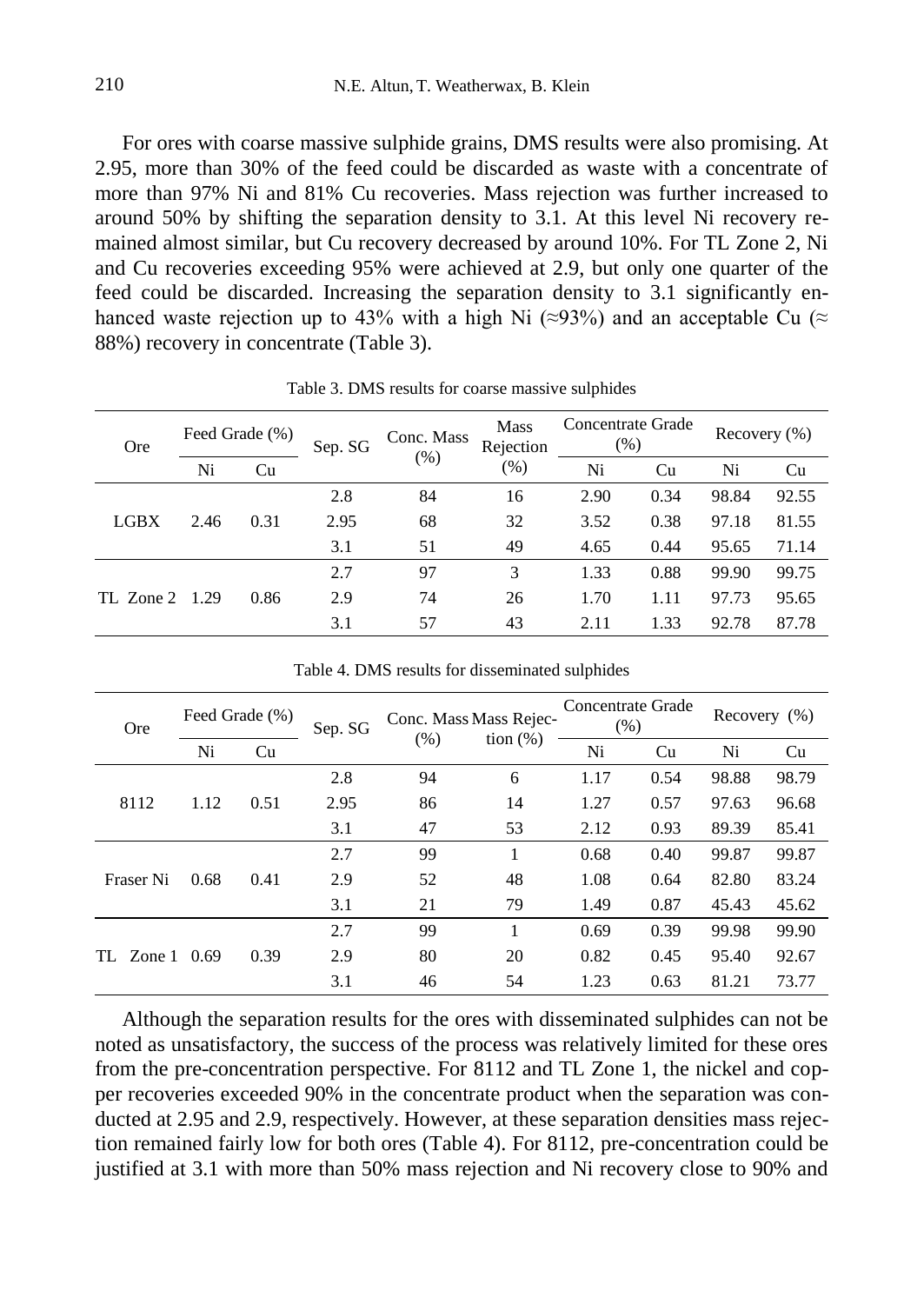For ores with coarse massive sulphide grains, DMS results were also promising. At 2.95, more than 30% of the feed could be discarded as waste with a concentrate of more than 97% Ni and 81% Cu recoveries. Mass rejection was further increased to around 50% by shifting the separation density to 3.1. At this level Ni recovery remained almost similar, but Cu recovery decreased by around 10%. For TL Zone 2, Ni and Cu recoveries exceeding 95% were achieved at 2.9, but only one quarter of the feed could be discarded. Increasing the separation density to 3.1 significantly enhanced waste rejection up to 43% with a high Ni (≈93%) and an acceptable Cu (≈ 88%) recovery in concentrate (Table 3).

Table 3. DMS results for coarse massive sulphides

| Ore | Feed Grade (%) | | Sep. SG | Conc. Mass (%) | Mass Rejection (%) | Concentrate Grade (%) | | Recovery (%) | |
|---|---|---|---|---|---|---|---|---|---|
| | Ni | Cu | | | | Ni | Cu | Ni | Cu |
| LGBX | 2.46 | 0.31 | 2.8 | 84 | 16 | 2.90 | 0.34 | 98.84 | 92.55 |
| | | | 2.95 | 68 | 32 | 3.52 | 0.38 | 97.18 | 81.55 |
| | | | 3.1 | 51 | 49 | 4.65 | 0.44 | 95.65 | 71.14 |
| TL Zone 2 | 1.29 | 0.86 | 2.7 | 97 | 3 | 1.33 | 0.88 | 99.90 | 99.75 |
| | | | 2.9 | 74 | 26 | 1.70 | 1.11 | 97.73 | 95.65 |
| | | | 3.1 | 57 | 43 | 2.11 | 1.33 | 92.78 | 87.78 |

Table 4. DMS results for disseminated sulphides

| Ore | Feed Grade (%) | | Sep. SG | Conc. Mass (%) | Mass Rejection (%) | Concentrate Grade (%) | | Recovery (%) | |
|---|---|---|---|---|---|---|---|---|---|
| | Ni | Cu | | | | Ni | Cu | Ni | Cu |
| 8112 | 1.12 | 0.51 | 2.8 | 94 | 6 | 1.17 | 0.54 | 98.88 | 98.79 |
| | | | 2.95 | 86 | 14 | 1.27 | 0.57 | 97.63 | 96.68 |
| | | | 3.1 | 47 | 53 | 2.12 | 0.93 | 89.39 | 85.41 |
| Fraser Ni | 0.68 | 0.41 | 2.7 | 99 | 1 | 0.68 | 0.40 | 99.87 | 99.87 |
| | | | 2.9 | 52 | 48 | 1.08 | 0.64 | 82.80 | 83.24 |
| | | | 3.1 | 21 | 79 | 1.49 | 0.87 | 45.43 | 45.62 |
| TL Zone 1 | 0.69 | 0.39 | 2.7 | 99 | 1 | 0.69 | 0.39 | 99.98 | 99.90 |
| | | | 2.9 | 80 | 20 | 0.82 | 0.45 | 95.40 | 92.67 |
| | | | 3.1 | 46 | 54 | 1.23 | 0.63 | 81.21 | 73.77 |

Although the separation results for the ores with disseminated sulphides can not be noted as unsatisfactory, the success of the process was relatively limited for these ores from the pre-concentration perspective. For 8112 and TL Zone 1, the nickel and copper recoveries exceeded 90% in the concentrate product when the separation was conducted at 2.95 and 2.9, respectively. However, at these separation densities mass rejection remained fairly low for both ores (Table 4). For 8112, pre-concentration could be justified at 3.1 with more than 50% mass rejection and Ni recovery close to 90% and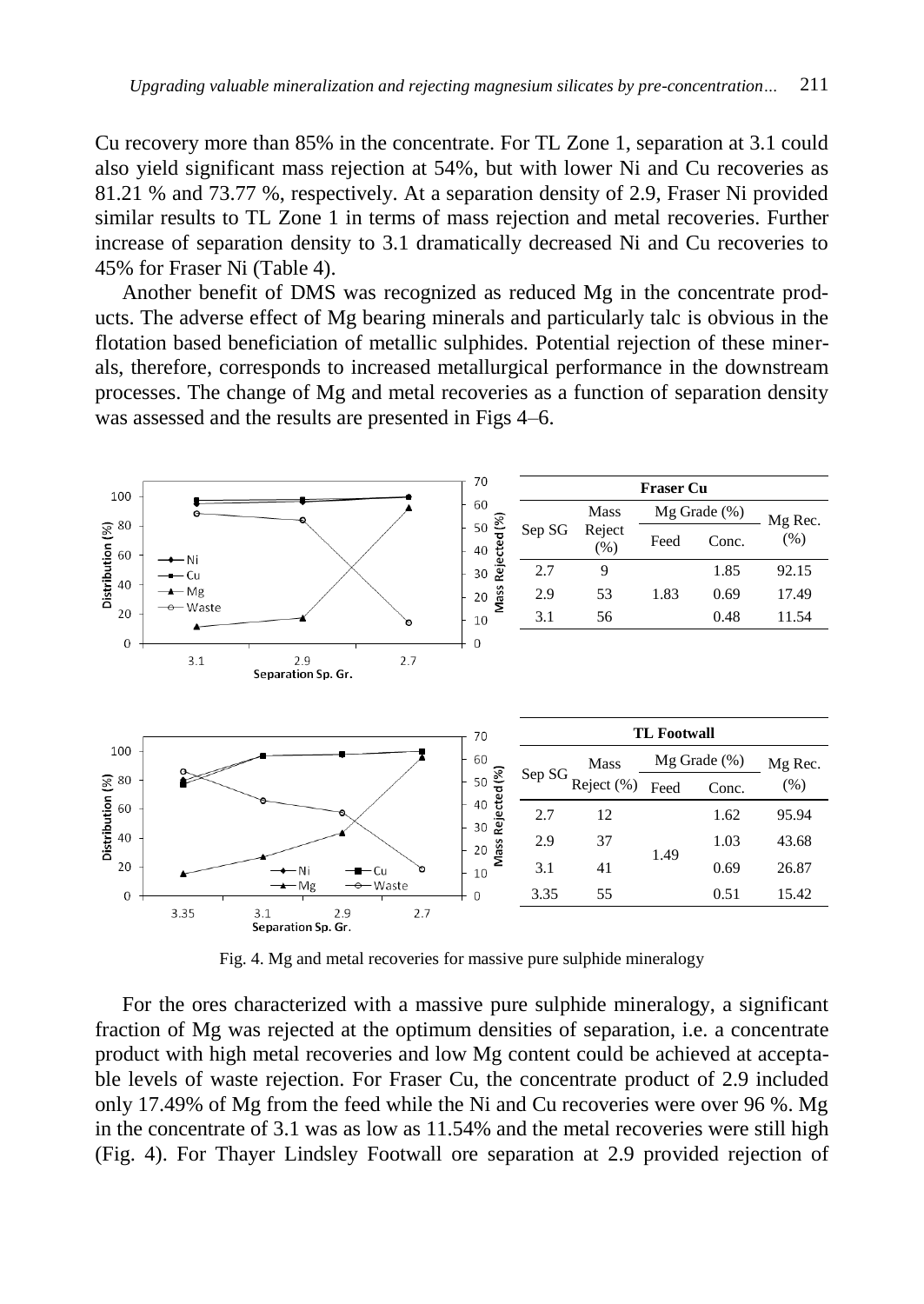Cu recovery more than 85% in the concentrate. For TL Zone 1, separation at 3.1 could also yield significant mass rejection at 54%, but with lower Ni and Cu recoveries as 81.21 % and 73.77 %, respectively. At a separation density of 2.9, Fraser Ni provided similar results to TL Zone 1 in terms of mass rejection and metal recoveries. Further increase of separation density to 3.1 dramatically decreased Ni and Cu recoveries to 45% for Fraser Ni (Table 4).

Another benefit of DMS was recognized as reduced Mg in the concentrate products. The adverse effect of Mg bearing minerals and particularly talc is obvious in the flotation based beneficiation of metallic sulphides. Potential rejection of these minerals, therefore, corresponds to increased metallurgical performance in the downstream processes. The change of Mg and metal recoveries as a function of separation density was assessed and the results are presented in Figs 4–6.

**Fraser Cu**

| Sep SG | Mass Reject (%) | Mg Grade (%) | | Mg Rec. (%) |
|---|---|---|---|---|
| | | Feed | Conc. | |
| 2.7 | 9 | | 1.85 | 92.15 |
| 2.9 | 53 | 1.83 | 0.69 | 17.49 |
| 3.1 | 56 | | 0.48 | 11.54 |

**TL Footwall**

| Sep SG | Mass Reject (%) | Mg Grade (%) | | Mg Rec. (%) |
|---|---|---|---|---|
| | | Feed | Conc. | |
| 2.7 | 12 | | 1.62 | 95.94 |
| 2.9 | 37 | 1.49 | 1.03 | 43.68 |
| 3.1 | 41 | | 0.69 | 26.87 |
| 3.35 | 55 | | 0.51 | 15.42 |

Fig. 4. Mg and metal recoveries for massive pure sulphide mineralogy

For the ores characterized with a massive pure sulphide mineralogy, a significant fraction of Mg was rejected at the optimum densities of separation, i.e. a concentrate product with high metal recoveries and low Mg content could be achieved at acceptable levels of waste rejection. For Fraser Cu, the concentrate product of 2.9 included only 17.49% of Mg from the feed while the Ni and Cu recoveries were over 96 %. Mg in the concentrate of 3.1 was as low as 11.54% and the metal recoveries were still high (Fig. 4). For Thayer Lindsley Footwall ore separation at 2.9 provided rejection of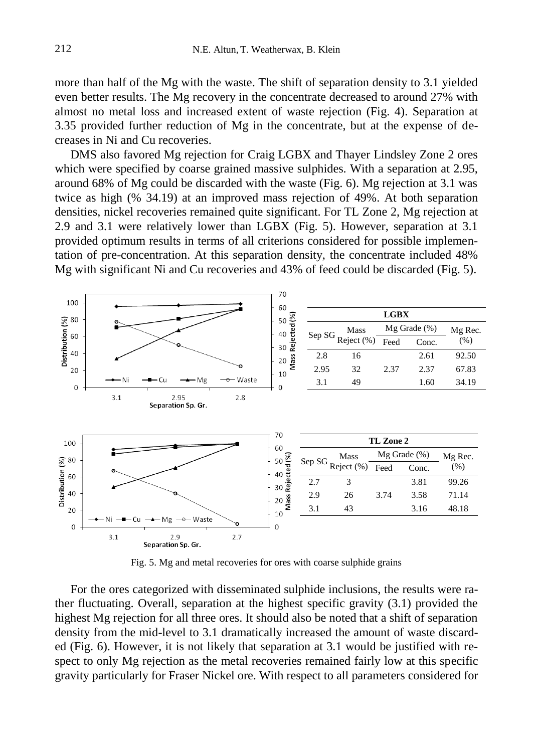more than half of the Mg with the waste. The shift of separation density to 3.1 yielded even better results. The Mg recovery in the concentrate decreased to around 27% with almost no metal loss and increased extent of waste rejection (Fig. 4). Separation at 3.35 provided further reduction of Mg in the concentrate, but at the expense of decreases in Ni and Cu recoveries.

DMS also favored Mg rejection for Craig LGBX and Thayer Lindsley Zone 2 ores which were specified by coarse grained massive sulphides. With a separation at 2.95, around 68% of Mg could be discarded with the waste (Fig. 6). Mg rejection at 3.1 was twice as high (% 34.19) at an improved mass rejection of 49%. At both separation densities, nickel recoveries remained quite significant. For TL Zone 2, Mg rejection at 2.9 and 3.1 were relatively lower than LGBX (Fig. 5). However, separation at 3.1 provided optimum results in terms of all criterions considered for possible implementation of pre-concentration. At this separation density, the concentrate included 48% Mg with significant Ni and Cu recoveries and 43% of feed could be discarded (Fig. 5).

| LGBX | | | | |
|---|---|---|---|---|
| Sep SG | Mass Reject (%) | Mg Grade (%) | | Mg Rec. (%) |
| | | Feed | Conc. | |
| 2.8 | 16 | | 2.61 | 92.50 |
| 2.95 | 32 | 2.37 | 2.37 | 67.83 |
| 3.1 | 49 | | 1.60 | 34.19 |

| TL Zone 2 | | | | |
|---|---|---|---|---|
| Sep SG | Mass Reject (%) | Mg Grade (%) | | Mg Rec. (%) |
| | | Feed | Conc. | |
| 2.7 | 3 | | 3.81 | 99.26 |
| 2.9 | 26 | 3.74 | 3.58 | 71.14 |
| 3.1 | 43 | | 3.16 | 48.18 |

Fig. 5. Mg and metal recoveries for ores with coarse sulphide grains

For the ores categorized with disseminated sulphide inclusions, the results were rather fluctuating. Overall, separation at the highest specific gravity (3.1) provided the highest Mg rejection for all three ores. It should also be noted that a shift of separation density from the mid-level to 3.1 dramatically increased the amount of waste discarded (Fig. 6). However, it is not likely that separation at 3.1 would be justified with respect to only Mg rejection as the metal recoveries remained fairly low at this specific gravity particularly for Fraser Nickel ore. With respect to all parameters considered for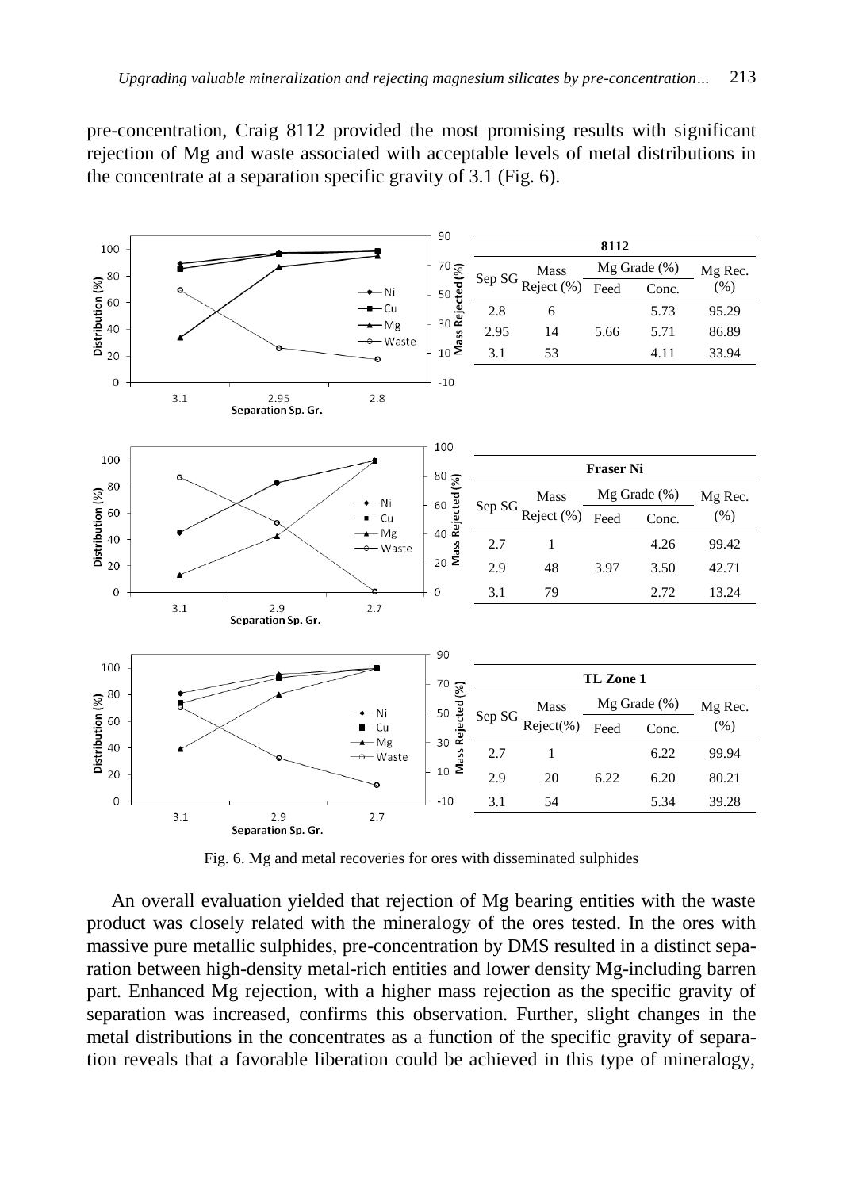pre-concentration, Craig 8112 provided the most promising results with significant rejection of Mg and waste associated with acceptable levels of metal distributions in the concentrate at a separation specific gravity of 3.1 (Fig. 6).

| 8112 | | | | |
|---|---|---|---|---|
| Sep SG | Mass Reject (%) | Mg Grade (%) | | Mg Rec. (%) |
| | | Feed | Conc. | |
| 2.8 | 6 | | 5.73 | 95.29 |
| 2.95 | 14 | 5.66 | 5.71 | 86.89 |
| 3.1 | 53 | | 4.11 | 33.94 |

| Fraser Ni | | | | |
|---|---|---|---|---|
| Sep SG | Mass Reject (%) | Mg Grade (%) | | Mg Rec. (%) |
| | | Feed | Conc. | |
| 2.7 | 1 | | 4.26 | 99.42 |
| 2.9 | 48 | 3.97 | 3.50 | 42.71 |
| 3.1 | 79 | | 2.72 | 13.24 |

| TL Zone 1 | | | | |
|---|---|---|---|---|
| Sep SG | Mass Reject(%) | Mg Grade (%) | | Mg Rec. (%) |
| | | Feed | Conc. | |
| 2.7 | 1 | | 6.22 | 99.94 |
| 2.9 | 20 | 6.22 | 6.20 | 80.21 |
| 3.1 | 54 | | 5.34 | 39.28 |

Fig. 6. Mg and metal recoveries for ores with disseminated sulphides

An overall evaluation yielded that rejection of Mg bearing entities with the waste product was closely related with the mineralogy of the ores tested. In the ores with massive pure metallic sulphides, pre-concentration by DMS resulted in a distinct separation between high-density metal-rich entities and lower density Mg-including barren part. Enhanced Mg rejection, with a higher mass rejection as the specific gravity of separation was increased, confirms this observation. Further, slight changes in the metal distributions in the concentrates as a function of the specific gravity of separation reveals that a favorable liberation could be achieved in this type of mineralogy,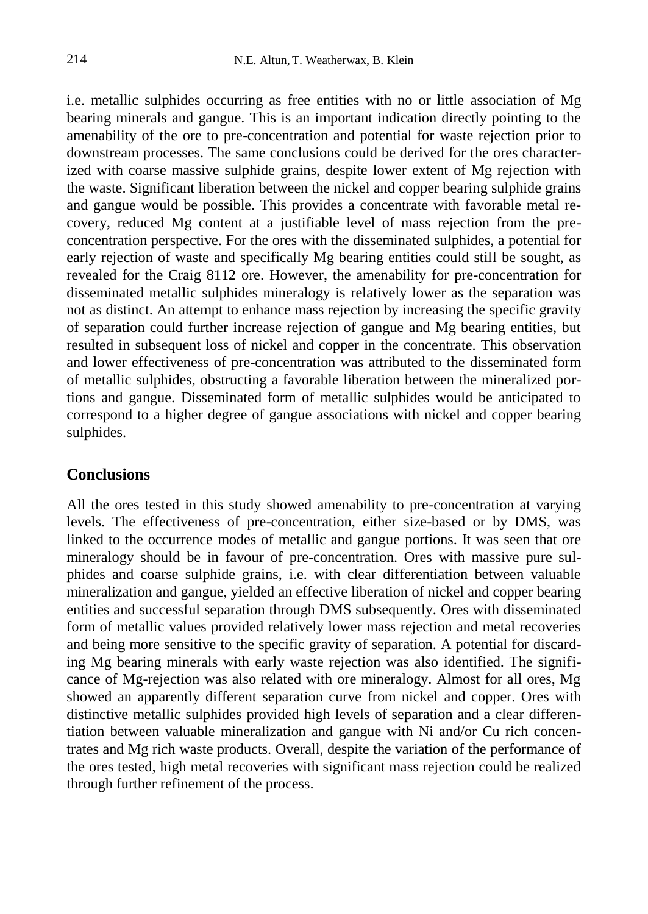i.e. metallic sulphides occurring as free entities with no or little association of Mg bearing minerals and gangue. This is an important indication directly pointing to the amenability of the ore to pre-concentration and potential for waste rejection prior to downstream processes. The same conclusions could be derived for the ores characterized with coarse massive sulphide grains, despite lower extent of Mg rejection with the waste. Significant liberation between the nickel and copper bearing sulphide grains and gangue would be possible. This provides a concentrate with favorable metal recovery, reduced Mg content at a justifiable level of mass rejection from the pre-concentration perspective. For the ores with the disseminated sulphides, a potential for early rejection of waste and specifically Mg bearing entities could still be sought, as revealed for the Craig 8112 ore. However, the amenability for pre-concentration for disseminated metallic sulphides mineralogy is relatively lower as the separation was not as distinct. An attempt to enhance mass rejection by increasing the specific gravity of separation could further increase rejection of gangue and Mg bearing entities, but resulted in subsequent loss of nickel and copper in the concentrate. This observation and lower effectiveness of pre-concentration was attributed to the disseminated form of metallic sulphides, obstructing a favorable liberation between the mineralized portions and gangue. Disseminated form of metallic sulphides would be anticipated to correspond to a higher degree of gangue associations with nickel and copper bearing sulphides.

## Conclusions

All the ores tested in this study showed amenability to pre-concentration at varying levels. The effectiveness of pre-concentration, either size-based or by DMS, was linked to the occurrence modes of metallic and gangue portions. It was seen that ore mineralogy should be in favour of pre-concentration. Ores with massive pure sulphides and coarse sulphide grains, i.e. with clear differentiation between valuable mineralization and gangue, yielded an effective liberation of nickel and copper bearing entities and successful separation through DMS subsequently. Ores with disseminated form of metallic values provided relatively lower mass rejection and metal recoveries and being more sensitive to the specific gravity of separation. A potential for discarding Mg bearing minerals with early waste rejection was also identified. The significance of Mg-rejection was also related with ore mineralogy. Almost for all ores, Mg showed an apparently different separation curve from nickel and copper. Ores with distinctive metallic sulphides provided high levels of separation and a clear differentiation between valuable mineralization and gangue with Ni and/or Cu rich concentrates and Mg rich waste products. Overall, despite the variation of the performance of the ores tested, high metal recoveries with significant mass rejection could be realized through further refinement of the process.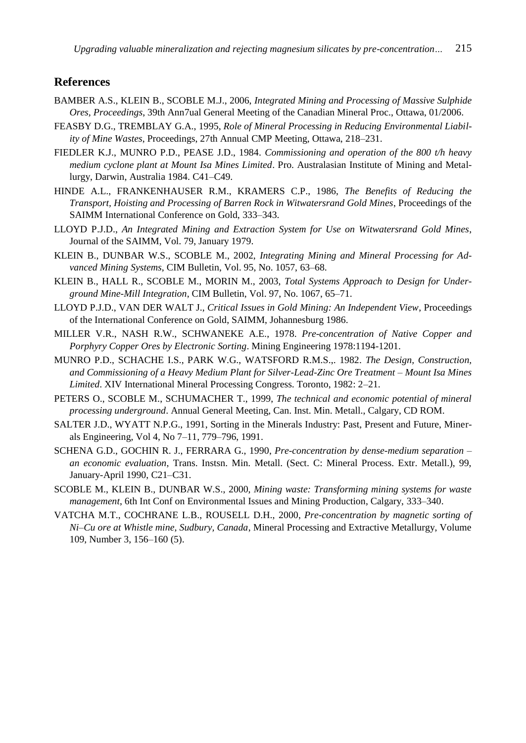## References

BAMBER A.S., KLEIN B., SCOBLE M.J., 2006, *Integrated Mining and Processing of Massive Sulphide Ores, Proceedings*, 39th Ann7ual General Meeting of the Canadian Mineral Proc., Ottawa, 01/2006.

FEASBY D.G., TREMBLAY G.A., 1995, *Role of Mineral Processing in Reducing Environmental Liability of Mine Wastes*, Proceedings, 27th Annual CMP Meeting, Ottawa, 218–231.

FIEDLER K.J., MUNRO P.D., PEASE J.D., 1984. *Commissioning and operation of the 800 t/h heavy medium cyclone plant at Mount Isa Mines Limited*. Pro. Australasian Institute of Mining and Metallurgy, Darwin, Australia 1984. C41–C49.

HINDE A.L., FRANKENHAUSER R.M., KRAMERS C.P., 1986, *The Benefits of Reducing the Transport, Hoisting and Processing of Barren Rock in Witwatersrand Gold Mines*, Proceedings of the SAIMM International Conference on Gold, 333–343.

LLOYD P.J.D., *An Integrated Mining and Extraction System for Use on Witwatersrand Gold Mines*, Journal of the SAIMM, Vol. 79, January 1979.

KLEIN B., DUNBAR W.S., SCOBLE M., 2002, *Integrating Mining and Mineral Processing for Advanced Mining Systems*, CIM Bulletin, Vol. 95, No. 1057, 63–68.

KLEIN B., HALL R., SCOBLE M., MORIN M., 2003, *Total Systems Approach to Design for Underground Mine-Mill Integration*, CIM Bulletin, Vol. 97, No. 1067, 65–71.

LLOYD P.J.D., VAN DER WALT J., *Critical Issues in Gold Mining: An Independent View*, Proceedings of the International Conference on Gold, SAIMM, Johannesburg 1986.

MILLER V.R., NASH R.W., SCHWANEKE A.E., 1978. *Pre-concentration of Native Copper and Porphyry Copper Ores by Electronic Sorting*. Mining Engineering 1978:1194-1201.

MUNRO P.D., SCHACHE I.S., PARK W.G., WATSFORD R.M.S.,. 1982. *The Design, Construction, and Commissioning of a Heavy Medium Plant for Silver-Lead-Zinc Ore Treatment – Mount Isa Mines Limited*. XIV International Mineral Processing Congress. Toronto, 1982: 2–21.

PETERS O., SCOBLE M., SCHUMACHER T., 1999, *The technical and economic potential of mineral processing underground*. Annual General Meeting, Can. Inst. Min. Metall., Calgary, CD ROM.

SALTER J.D., WYATT N.P.G., 1991, Sorting in the Minerals Industry: Past, Present and Future, Minerals Engineering, Vol 4, No 7–11, 779–796, 1991.

SCHENA G.D., GOCHIN R. J., FERRARA G., 1990, *Pre-concentration by dense-medium separation – an economic evaluation*, Trans. Instsn. Min. Metall. (Sect. C: Mineral Process. Extr. Metall.), 99, January-April 1990, C21–C31.

SCOBLE M., KLEIN B., DUNBAR W.S., 2000, *Mining waste: Transforming mining systems for waste management*, 6th Int Conf on Environmental Issues and Mining Production, Calgary, 333–340.

VATCHA M.T., COCHRANE L.B., ROUSELL D.H., 2000, *Pre-concentration by magnetic sorting of Ni–Cu ore at Whistle mine, Sudbury, Canada*, Mineral Processing and Extractive Metallurgy, Volume 109, Number 3, 156–160 (5).